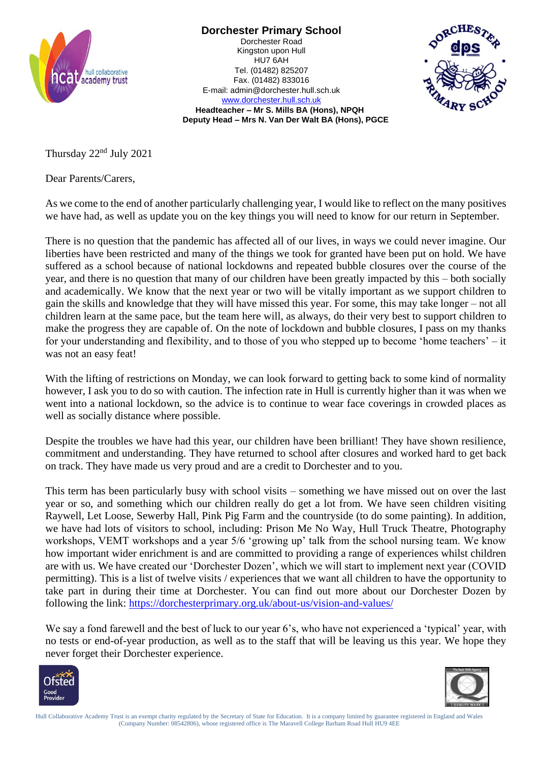**Dorchester Primary School**
Dorchester Road
Kingston upon Hull
HU7 6AH
Tel. (01482) 825207
Fax. (01482) 833016
E-mail: admin@dorchester.hull.sch.uk
www.dorchester.hull.sch.uk
**Headteacher – Mr S. Mills BA (Hons), NPQH**
**Deputy Head – Mrs N. Van Der Walt BA (Hons), PGCE**

Thursday 22nd July 2021

Dear Parents/Carers,

As we come to the end of another particularly challenging year, I would like to reflect on the many positives we have had, as well as update you on the key things you will need to know for our return in September.

There is no question that the pandemic has affected all of our lives, in ways we could never imagine. Our liberties have been restricted and many of the things we took for granted have been put on hold. We have suffered as a school because of national lockdowns and repeated bubble closures over the course of the year, and there is no question that many of our children have been greatly impacted by this – both socially and academically. We know that the next year or two will be vitally important as we support children to gain the skills and knowledge that they will have missed this year. For some, this may take longer – not all children learn at the same pace, but the team here will, as always, do their very best to support children to make the progress they are capable of. On the note of lockdown and bubble closures, I pass on my thanks for your understanding and flexibility, and to those of you who stepped up to become 'home teachers' – it was not an easy feat!

With the lifting of restrictions on Monday, we can look forward to getting back to some kind of normality however, I ask you to do so with caution. The infection rate in Hull is currently higher than it was when we went into a national lockdown, so the advice is to continue to wear face coverings in crowded places as well as socially distance where possible.

Despite the troubles we have had this year, our children have been brilliant! They have shown resilience, commitment and understanding. They have returned to school after closures and worked hard to get back on track. They have made us very proud and are a credit to Dorchester and to you.

This term has been particularly busy with school visits – something we have missed out on over the last year or so, and something which our children really do get a lot from. We have seen children visiting Raywell, Let Loose, Sewerby Hall, Pink Pig Farm and the countryside (to do some painting). In addition, we have had lots of visitors to school, including: Prison Me No Way, Hull Truck Theatre, Photography workshops, VEMT workshops and a year 5/6 'growing up' talk from the school nursing team. We know how important wider enrichment is and are committed to providing a range of experiences whilst children are with us. We have created our 'Dorchester Dozen', which we will start to implement next year (COVID permitting). This is a list of twelve visits / experiences that we want all children to have the opportunity to take part in during their time at Dorchester. You can find out more about our Dorchester Dozen by following the link: https://dorchesterprimary.org.uk/about-us/vision-and-values/

We say a fond farewell and the best of luck to our year 6's, who have not experienced a 'typical' year, with no tests or end-of-year production, as well as to the staff that will be leaving us this year. We hope they never forget their Dorchester experience.

Hull Collaborative Academy Trust is an exempt charity regulated by the Secretary of State for Education. It is a company limited by guarantee registered in England and Wales (Company Number: 08542806), whose registered office is The Maravell College Barham Road Hull HU9 4EE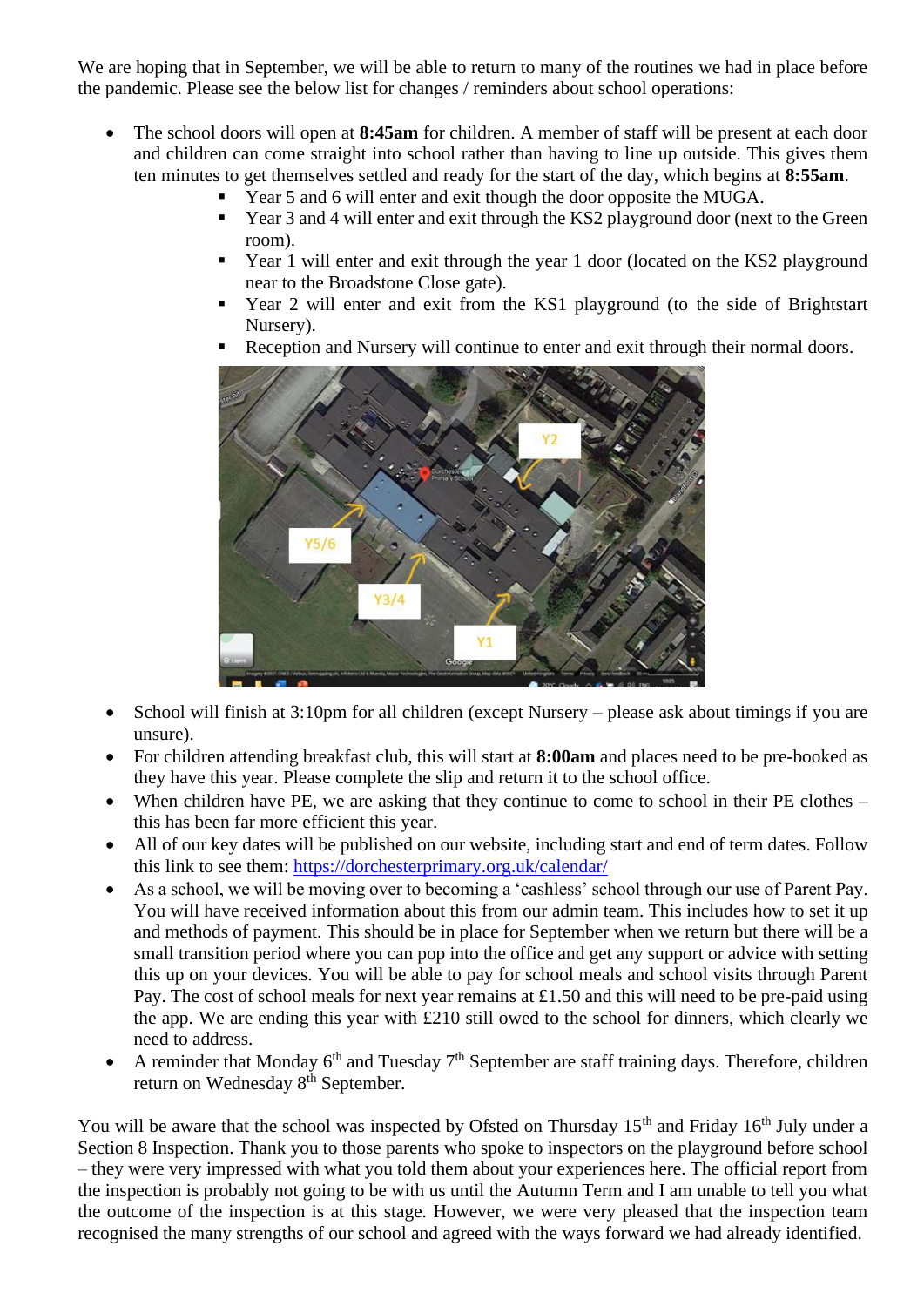We are hoping that in September, we will be able to return to many of the routines we had in place before the pandemic. Please see the below list for changes / reminders about school operations:

- The school doors will open at **8:45am** for children. A member of staff will be present at each door and children can come straight into school rather than having to line up outside. This gives them ten minutes to get themselves settled and ready for the start of the day, which begins at **8:55am**.
    - Year 5 and 6 will enter and exit though the door opposite the MUGA.
    - Year 3 and 4 will enter and exit through the KS2 playground door (next to the Green room).
    - Year 1 will enter and exit through the year 1 door (located on the KS2 playground near to the Broadstone Close gate).
    - Year 2 will enter and exit from the KS1 playground (to the side of Brightstart Nursery).
    - Reception and Nursery will continue to enter and exit through their normal doors.

- School will finish at 3:10pm for all children (except Nursery – please ask about timings if you are unsure).
- For children attending breakfast club, this will start at **8:00am** and places need to be pre-booked as they have this year. Please complete the slip and return it to the school office.
- When children have PE, we are asking that they continue to come to school in their PE clothes – this has been far more efficient this year.
- All of our key dates will be published on our website, including start and end of term dates. Follow this link to see them: [https://dorchesterprimary.org.uk/calendar/](https://dorchesterprimary.org.uk/calendar/)
- As a school, we will be moving over to becoming a 'cashless' school through our use of Parent Pay. You will have received information about this from our admin team. This includes how to set it up and methods of payment. This should be in place for September when we return but there will be a small transition period where you can pop into the office and get any support or advice with setting this up on your devices. You will be able to pay for school meals and school visits through Parent Pay. The cost of school meals for next year remains at £1.50 and this will need to be pre-paid using the app. We are ending this year with £210 still owed to the school for dinners, which clearly we need to address.
- A reminder that Monday 6th and Tuesday 7th September are staff training days. Therefore, children return on Wednesday 8th September.

You will be aware that the school was inspected by Ofsted on Thursday 15th and Friday 16th July under a Section 8 Inspection. Thank you to those parents who spoke to inspectors on the playground before school – they were very impressed with what you told them about your experiences here. The official report from the inspection is probably not going to be with us until the Autumn Term and I am unable to tell you what the outcome of the inspection is at this stage. However, we were very pleased that the inspection team recognised the many strengths of our school and agreed with the ways forward we had already identified.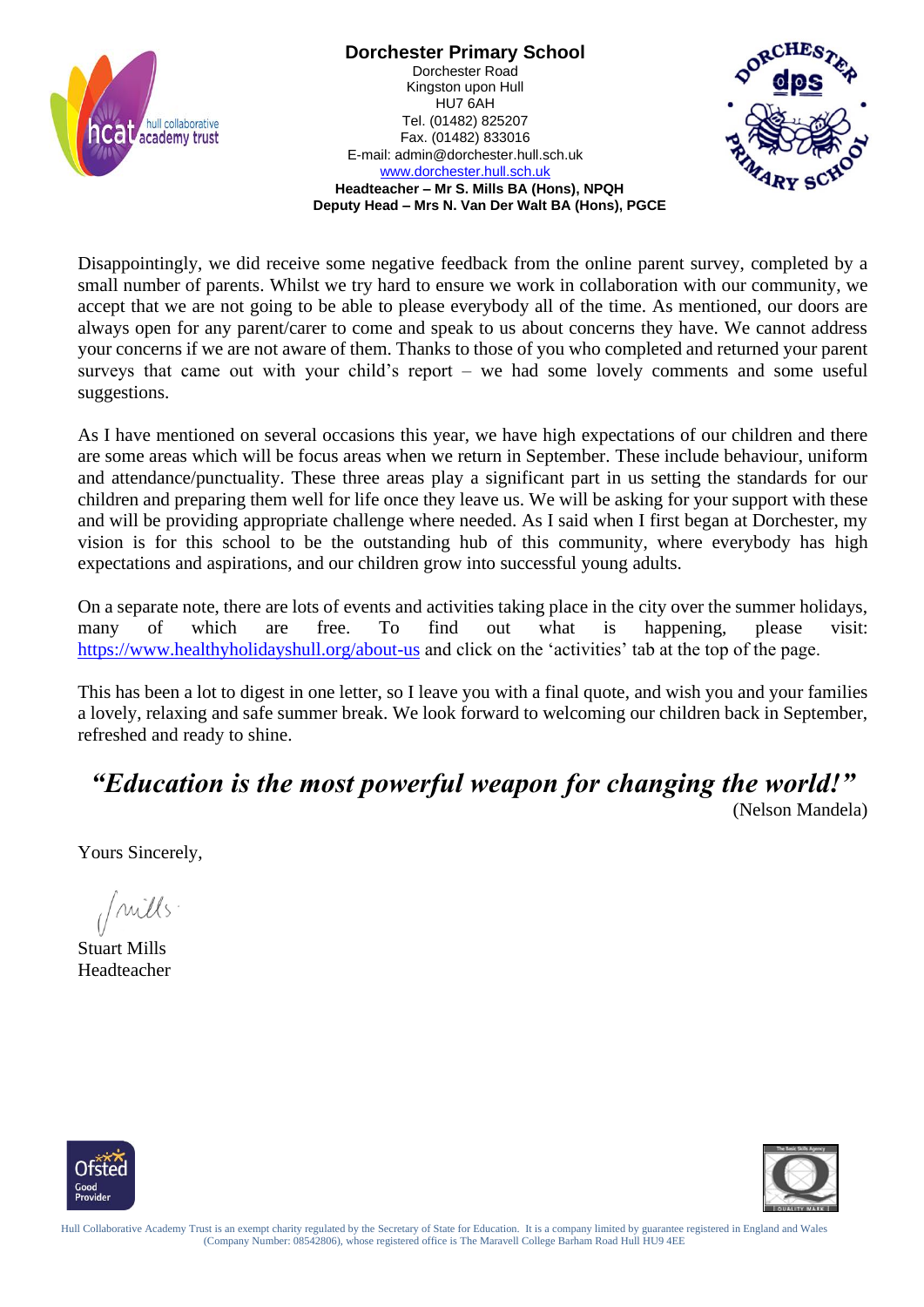**Dorchester Primary School**
Dorchester Road
Kingston upon Hull
HU7 6AH
Tel. (01482) 825207
Fax. (01482) 833016
E-mail: admin@dorchester.hull.sch.uk
www.dorchester.hull.sch.uk
**Headteacher – Mr S. Mills BA (Hons), NPQH**
**Deputy Head – Mrs N. Van Der Walt BA (Hons), PGCE**

Disappointingly, we did receive some negative feedback from the online parent survey, completed by a small number of parents. Whilst we try hard to ensure we work in collaboration with our community, we accept that we are not going to be able to please everybody all of the time. As mentioned, our doors are always open for any parent/carer to come and speak to us about concerns they have. We cannot address your concerns if we are not aware of them. Thanks to those of you who completed and returned your parent surveys that came out with your child's report – we had some lovely comments and some useful suggestions.

As I have mentioned on several occasions this year, we have high expectations of our children and there are some areas which will be focus areas when we return in September. These include behaviour, uniform and attendance/punctuality. These three areas play a significant part in us setting the standards for our children and preparing them well for life once they leave us. We will be asking for your support with these and will be providing appropriate challenge where needed. As I said when I first began at Dorchester, my vision is for this school to be the outstanding hub of this community, where everybody has high expectations and aspirations, and our children grow into successful young adults.

On a separate note, there are lots of events and activities taking place in the city over the summer holidays, many of which are free. To find out what is happening, please visit: https://www.healthyholidayshull.org/about-us and click on the 'activities' tab at the top of the page.

This has been a lot to digest in one letter, so I leave you with a final quote, and wish you and your families a lovely, relaxing and safe summer break. We look forward to welcoming our children back in September, refreshed and ready to shine.

***"Education is the most powerful weapon for changing the world!"***

(Nelson Mandela)

Yours Sincerely,

Stuart Mills
Headteacher

Hull Collaborative Academy Trust is an exempt charity regulated by the Secretary of State for Education. It is a company limited by guarantee registered in England and Wales (Company Number: 08542806), whose registered office is The Maravell College Barham Road Hull HU9 4EE